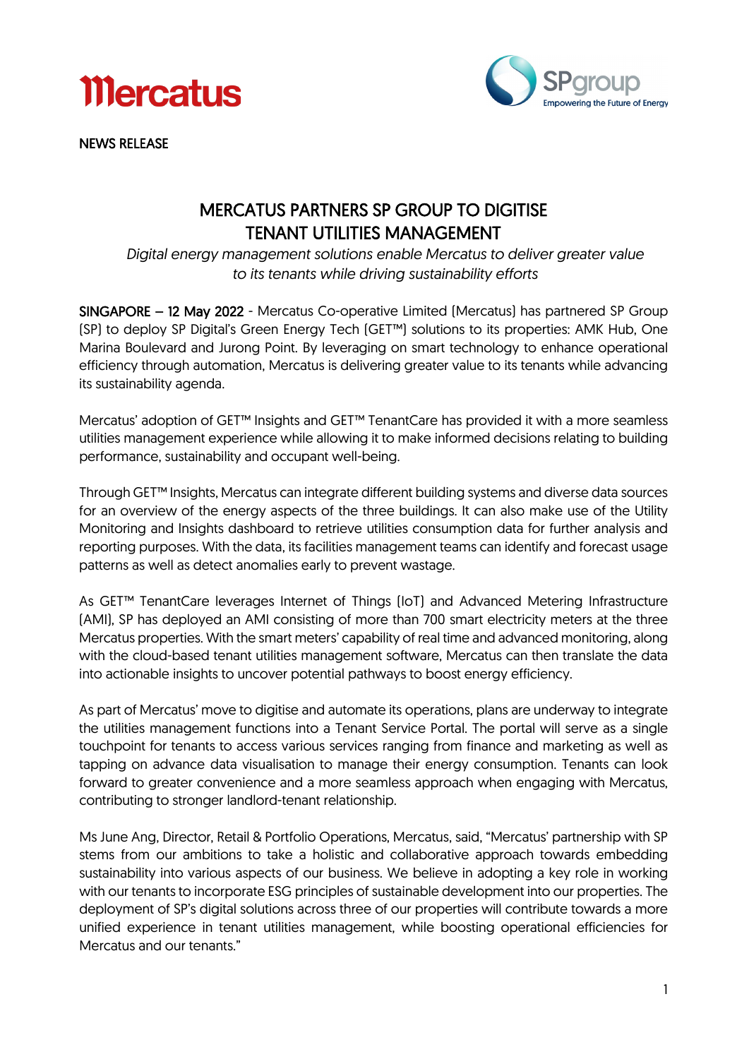NEWS RELEASE

# MERCATUS PARTNERS SP GROUP TO DIGITISE TENANT UTILITIES MANAGEMENT

*Digital energy management solutions enable Mercatus to deliver greater value to its tenants while driving sustainability efforts*

**SINGAPORE – 12 May 2022** - Mercatus Co-operative Limited (Mercatus) has partnered SP Group (SP) to deploy SP Digital's Green Energy Tech (GET™) solutions to its properties: AMK Hub, One Marina Boulevard and Jurong Point. By leveraging on smart technology to enhance operational efficiency through automation, Mercatus is delivering greater value to its tenants while advancing its sustainability agenda.

Mercatus' adoption of GET™ Insights and GET™ TenantCare has provided it with a more seamless utilities management experience while allowing it to make informed decisions relating to building performance, sustainability and occupant well-being.

Through GET™ Insights, Mercatus can integrate different building systems and diverse data sources for an overview of the energy aspects of the three buildings. It can also make use of the Utility Monitoring and Insights dashboard to retrieve utilities consumption data for further analysis and reporting purposes. With the data, its facilities management teams can identify and forecast usage patterns as well as detect anomalies early to prevent wastage.

As GET™ TenantCare leverages Internet of Things (IoT) and Advanced Metering Infrastructure (AMI), SP has deployed an AMI consisting of more than 700 smart electricity meters at the three Mercatus properties. With the smart meters' capability of real time and advanced monitoring, along with the cloud-based tenant utilities management software, Mercatus can then translate the data into actionable insights to uncover potential pathways to boost energy efficiency.

As part of Mercatus' move to digitise and automate its operations, plans are underway to integrate the utilities management functions into a Tenant Service Portal. The portal will serve as a single touchpoint for tenants to access various services ranging from finance and marketing as well as tapping on advance data visualisation to manage their energy consumption. Tenants can look forward to greater convenience and a more seamless approach when engaging with Mercatus, contributing to stronger landlord-tenant relationship.

Ms June Ang, Director, Retail & Portfolio Operations, Mercatus, said, "Mercatus' partnership with SP stems from our ambitions to take a holistic and collaborative approach towards embedding sustainability into various aspects of our business. We believe in adopting a key role in working with our tenants to incorporate ESG principles of sustainable development into our properties. The deployment of SP's digital solutions across three of our properties will contribute towards a more unified experience in tenant utilities management, while boosting operational efficiencies for Mercatus and our tenants."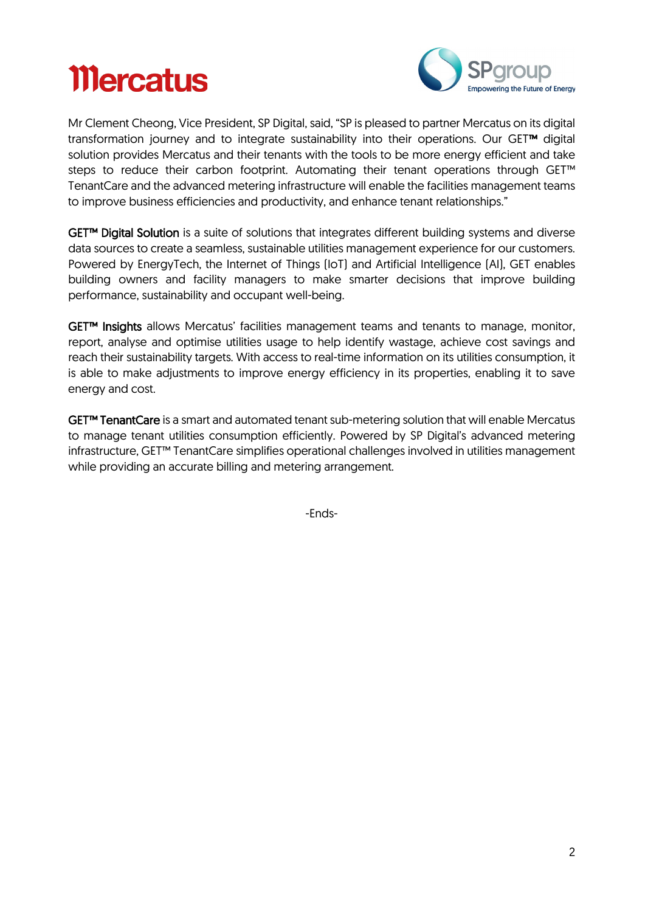Mr Clement Cheong, Vice President, SP Digital, said, "SP is pleased to partner Mercatus on its digital transformation journey and to integrate sustainability into their operations. Our GET™ digital solution provides Mercatus and their tenants with the tools to be more energy efficient and take steps to reduce their carbon footprint. Automating their tenant operations through GET™ TenantCare and the advanced metering infrastructure will enable the facilities management teams to improve business efficiencies and productivity, and enhance tenant relationships."

**GET™ Digital Solution** is a suite of solutions that integrates different building systems and diverse data sources to create a seamless, sustainable utilities management experience for our customers. Powered by EnergyTech, the Internet of Things (IoT) and Artificial Intelligence (AI), GET enables building owners and facility managers to make smarter decisions that improve building performance, sustainability and occupant well-being.

**GET™ Insights** allows Mercatus' facilities management teams and tenants to manage, monitor, report, analyse and optimise utilities usage to help identify wastage, achieve cost savings and reach their sustainability targets. With access to real-time information on its utilities consumption, it is able to make adjustments to improve energy efficiency in its properties, enabling it to save energy and cost.

**GET™ TenantCare** is a smart and automated tenant sub-metering solution that will enable Mercatus to manage tenant utilities consumption efficiently. Powered by SP Digital's advanced metering infrastructure, GET™ TenantCare simplifies operational challenges involved in utilities management while providing an accurate billing and metering arrangement.

-Ends-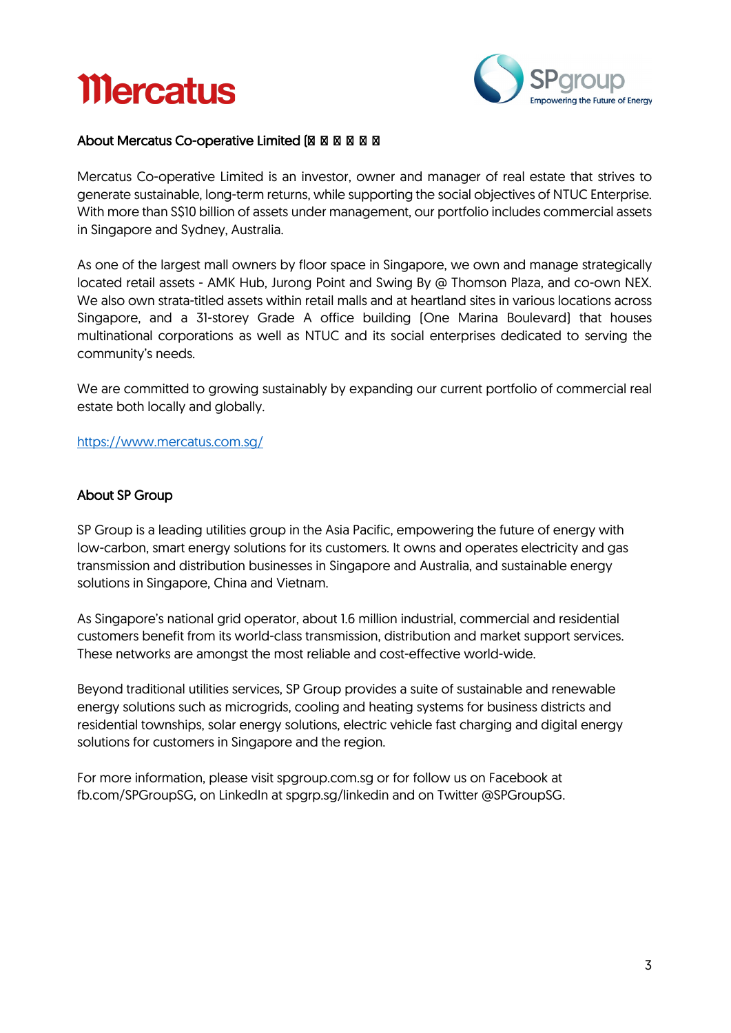## About Mercatus Co-operative Limited (

Mercatus Co-operative Limited is an investor, owner and manager of real estate that strives to generate sustainable, long-term returns, while supporting the social objectives of NTUC Enterprise. With more than S$10 billion of assets under management, our portfolio includes commercial assets in Singapore and Sydney, Australia.

As one of the largest mall owners by floor space in Singapore, we own and manage strategically located retail assets - AMK Hub, Jurong Point and Swing By @ Thomson Plaza, and co-own NEX. We also own strata-titled assets within retail malls and at heartland sites in various locations across Singapore, and a 31-storey Grade A office building (One Marina Boulevard) that houses multinational corporations as well as NTUC and its social enterprises dedicated to serving the community's needs.

We are committed to growing sustainably by expanding our current portfolio of commercial real estate both locally and globally.

https://www.mercatus.com.sg/

## About SP Group

SP Group is a leading utilities group in the Asia Pacific, empowering the future of energy with low-carbon, smart energy solutions for its customers. It owns and operates electricity and gas transmission and distribution businesses in Singapore and Australia, and sustainable energy solutions in Singapore, China and Vietnam.

As Singapore's national grid operator, about 1.6 million industrial, commercial and residential customers benefit from its world-class transmission, distribution and market support services. These networks are amongst the most reliable and cost-effective world-wide.

Beyond traditional utilities services, SP Group provides a suite of sustainable and renewable energy solutions such as microgrids, cooling and heating systems for business districts and residential townships, solar energy solutions, electric vehicle fast charging and digital energy solutions for customers in Singapore and the region.

For more information, please visit spgroup.com.sg or for follow us on Facebook at fb.com/SPGroupSG, on LinkedIn at spgrp.sg/linkedin and on Twitter @SPGroupSG.